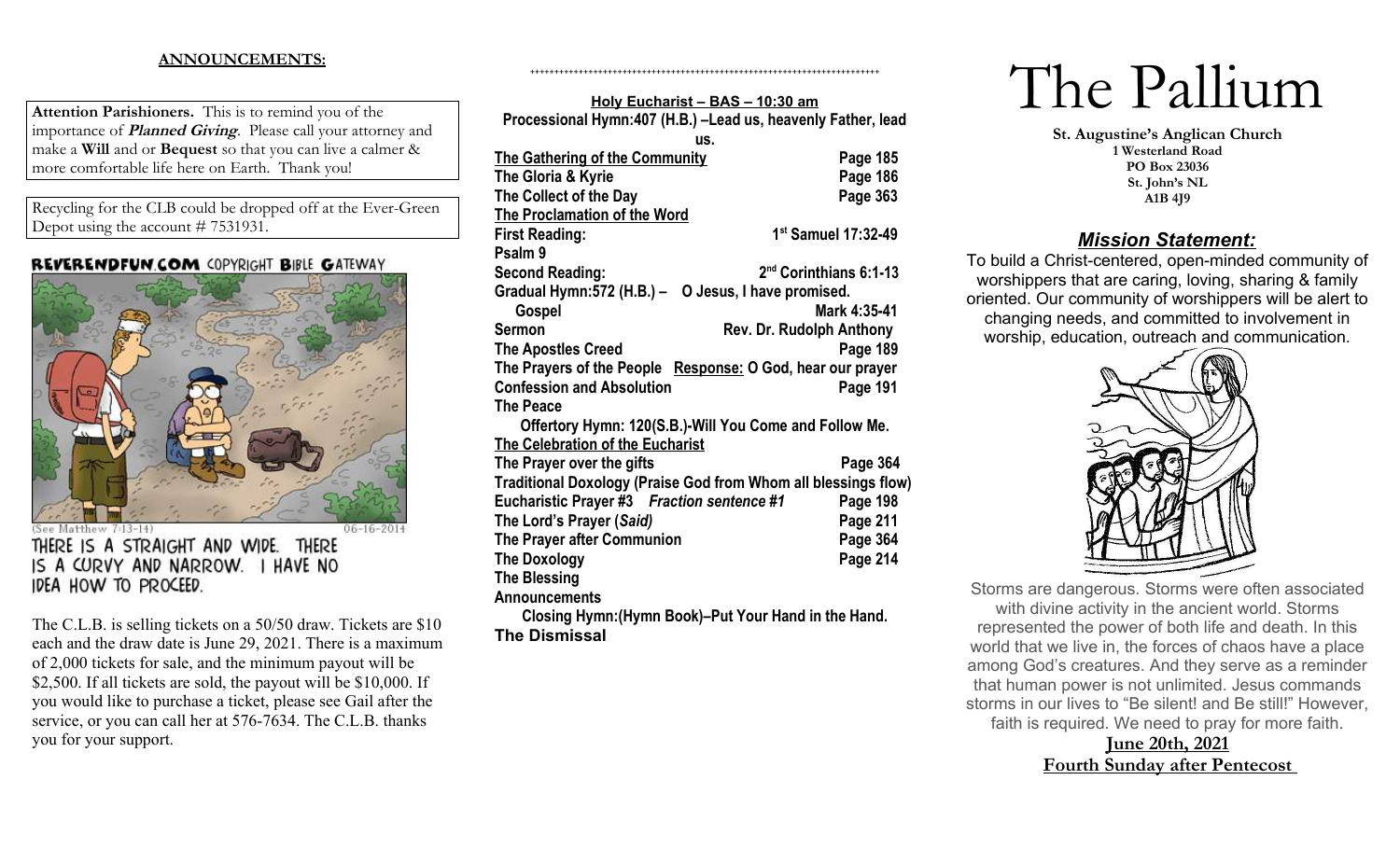**ANNOUNCEMENTS:**

**Attention Parishioners.** This is to remind you of the importance of ***Planned Giving***. Please call your attorney and make a **Will** and or **Bequest** so that you can live a calmer & more comfortable life here on Earth. Thank you!

Recycling for the CLB could be dropped off at the Ever-Green Depot using the account # 7531931.

REVERENDFUN.COM COPYRIGHT BIBLE GATEWAY

(See Matthew 7:13-14) 06-16-2014

THERE IS A STRAIGHT AND WIDE. THERE IS A CURVY AND NARROW. I HAVE NO IDEA HOW TO PROCEED.

The C.L.B. is selling tickets on a 50/50 draw. Tickets are $10 each and the draw date is June 29, 2021. There is a maximum of 2,000 tickets for sale, and the minimum payout will be $2,500. If all tickets are sold, the payout will be $10,000. If you would like to purchase a ticket, please see Gail after the service, or you can call her at 576-7634. The C.L.B. thanks you for your support.

++++++++++++++++++++++++++++++++++++++++++++++++++++++++++++++++++++

**Holy Eucharist – BAS – 10:30 am**

**Processional Hymn:407 (H.B.) –Lead us, heavenly Father, lead us.**

**The Gathering of the Community** — **Page 185**
**The Gloria & Kyrie** — **Page 186**
**The Collect of the Day** — **Page 363**
**The Proclamation of the Word**
**First Reading:** — **1st Samuel 17:32-49**
**Psalm 9**
**Second Reading:** — **2nd Corinthians 6:1-13**
**Gradual Hymn:572 (H.B.) – O Jesus, I have promised.**
**Gospel** — **Mark 4:35-41**
**Sermon** — **Rev. Dr. Rudolph Anthony**
**The Apostles Creed** — **Page 189**
**The Prayers of the People Response: O God, hear our prayer**
**Confession and Absolution** — **Page 191**
**The Peace**
**Offertory Hymn: 120(S.B.)-Will You Come and Follow Me.**
**The Celebration of the Eucharist**
**The Prayer over the gifts** — **Page 364**
**Traditional Doxology (Praise God from Whom all blessings flow)**
**Eucharistic Prayer #3 *Fraction sentence #1*** — **Page 198**
**The Lord's Prayer (*Said*)** — **Page 211**
**The Prayer after Communion** — **Page 364**
**The Doxology** — **Page 214**
**The Blessing**
**Announcements**
**Closing Hymn:(Hymn Book)–Put Your Hand in the Hand.**
**The Dismissal**

# The Pallium

**St. Augustine's Anglican Church**
**1 Westerland Road**
**PO Box 23036**
**St. John's NL**
**A1B 4J9**

## *Mission Statement:*

To build a Christ-centered, open-minded community of worshippers that are caring, loving, sharing & family oriented. Our community of worshippers will be alert to changing needs, and committed to involvement in worship, education, outreach and communication.

Storms are dangerous. Storms were often associated with divine activity in the ancient world. Storms represented the power of both life and death. In this world that we live in, the forces of chaos have a place among God's creatures. And they serve as a reminder that human power is not unlimited. Jesus commands storms in our lives to "Be silent! and Be still!" However, faith is required. We need to pray for more faith.

**June 20th, 2021**
**Fourth Sunday after Pentecost**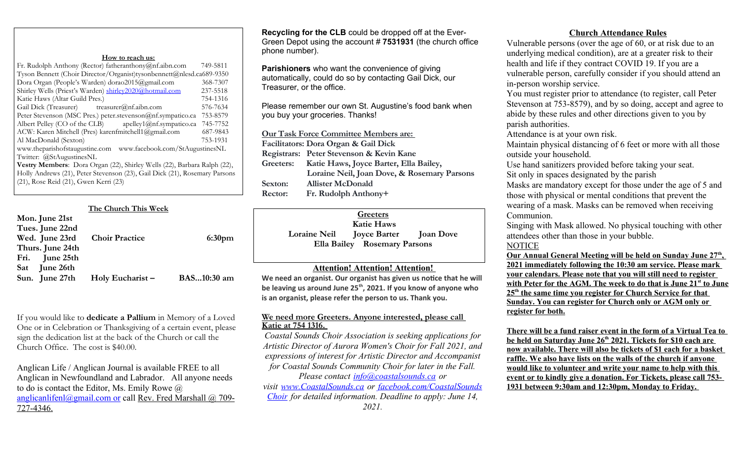### How to reach us:

| | | |
|---|---|---|
| Fr. Rudolph Anthony (Rector) | fatheranthony@nf.aibn.com | 749-5811 |
| Tyson Bennett (Choir Director/Organist) | tysonbennett@nlesd.ca | 689-9350 |
| Dora Organ (People's Warden) | dorao2015@gmail.com | 368-7307 |
| Shirley Wells (Priest's Warden) | shirley2020@hotmail.com | 237-5518 |
| Katie Haws (Altar Guild Pres.) | | 754-1316 |
| Gail Dick (Treasurer) | treasurer@nf.aibn.com | 576-7634 |
| Peter Stevenson (MSC Pres.) | peter.stevenson@nf.sympatico.ca | 753-8579 |
| Albert Pelley (CO of the CLB) | apelley1@nf.sympatico.ca | 745-7752 |
| ACW: Karen Mitchell (Pres) | karenfmitchell1@gmail.com | 687-9843 |
| Al MacDonald (Sexton) | | 753-1931 |

www.theparishofstaugustine.com www.facebook.com/StAugustinesNL

Twitter: @StAugustinesNL

**Vestry Members**: Dora Organ (22), Shirley Wells (22), Barbara Ralph (22), Holly Andrews (21), Peter Stevenson (23), Gail Dick (21), Rosemary Parsons (21), Rose Reid (21), Gwen Kerri (23)

### The Church This Week

| | | |
|---|---|---|
| **Mon. June 21st** | | |
| **Tues. June 22nd** | | |
| **Wed. June 23rd** | **Choir Practice** | **6:30pm** |
| **Thurs. June 24th** | | |
| **Fri. June 25th** | | |
| **Sat June 26th** | | |
| **Sun. June 27th** | **Holy Eucharist –** | **BAS...10:30 am** |

If you would like to **dedicate a Pallium** in Memory of a Loved One or in Celebration or Thanksgiving of a certain event, please sign the dedication list at the back of the Church or call the Church Office. The cost is $40.00.

Anglican Life / Anglican Journal is available FREE to all Anglican in Newfoundland and Labrador. All anyone needs to do is contact the Editor, Ms. Emily Rowe @ anglicanlifenl@gmail.com or call Rev. Fred Marshall @ 709-727-4346.

**Recycling for the CLB** could be dropped off at the Ever-Green Depot using the account # **7531931** (the church office phone number).

**Parishioners** who want the convenience of giving automatically, could do so by contacting Gail Dick, our Treasurer, or the office.

Please remember our own St. Augustine's food bank when you buy your groceries. Thanks!

**Our Task Force Committee Members are:**

**Facilitators: Dora Organ & Gail Dick**
**Registrars: Peter Stevenson & Kevin Kane**
**Greeters: Katie Haws, Joyce Barter, Ella Bailey, Loraine Neil, Joan Dove, & Rosemary Parsons**
**Sexton: Allister McDonald**
**Rector: Fr. Rudolph Anthony+**

**Greeters**

**Katie Haws**
**Loraine Neil Joyce Barter Joan Dove**
**Ella Bailey Rosemary Parsons**

**Attention! Attention! Attention!**

**We need an organist. Our organist has given us notice that he will be leaving us around June 25th, 2021. If you know of anyone who is an organist, please refer the person to us. Thank you.**

**We need more Greeters. Anyone interested, please call Katie at 754 1316.**

*Coastal Sounds Choir Association is seeking applications for Artistic Director of Aurora Women's Choir for Fall 2021, and expressions of interest for Artistic Director and Accompanist for Coastal Sounds Community Choir for later in the Fall. Please contact info@coastalsounds.ca or visit www.CoastalSounds.ca or facebook.com/CoastalSounds Choir for detailed information. Deadline to apply: June 14, 2021.*

### Church Attendance Rules

Vulnerable persons (over the age of 60, or at risk due to an underlying medical condition), are at a greater risk to their health and life if they contract COVID 19. If you are a vulnerable person, carefully consider if you should attend an in-person worship service.

You must register prior to attendance (to register, call Peter Stevenson at 753-8579), and by so doing, accept and agree to abide by these rules and other directions given to you by parish authorities.

Attendance is at your own risk.

Maintain physical distancing of 6 feet or more with all those outside your household.

Use hand sanitizers provided before taking your seat.

Sit only in spaces designated by the parish

Masks are mandatory except for those under the age of 5 and those with physical or mental conditions that prevent the wearing of a mask. Masks can be removed when receiving Communion.

Singing with Mask allowed. No physical touching with other attendees other than those in your bubble.

NOTICE

**Our Annual General Meeting will be held on Sunday June 27th, 2021 immediately following the 10:30 am service. Please mark your calendars. Please note that you will still need to register with Peter for the AGM. The week to do that is June 21st to June 25th the same time you register for Church Service for that Sunday. You can register for Church only or AGM only or register for both.**

**There will be a fund raiser event in the form of a Virtual Tea to be held on Saturday June 26th 2021. Tickets for $10 each are now available. There will also be tickets of $1 each for a basket raffle. We also have lists on the walls of the church if anyone would like to volunteer and write your name to help with this event or to kindly give a donation. For Tickets, please call 753-1931 between 9:30am and 12:30pm, Monday to Friday.**